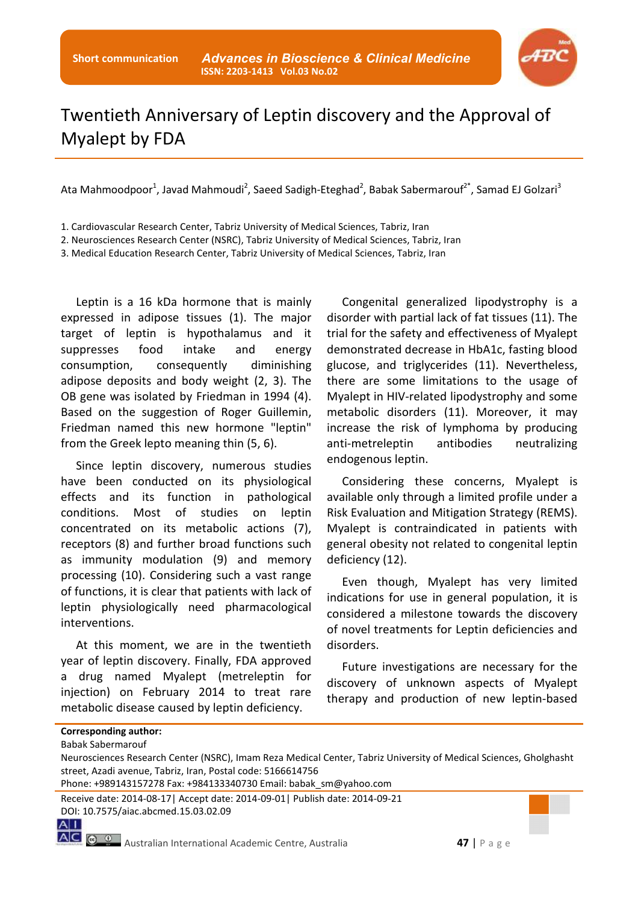Short communication

# Twentieth Anniversary of Leptin discovery and the Approval of Myalept by FDA

Ata Mahmoodpoor[1], Javad Mahmoudi[2], Saeed Sadigh-Eteghad[2], Babak Sabermarouf[2*], Samad EJ Golzari[3]

1. Cardiovascular Research Center, Tabriz University of Medical Sciences, Tabriz, Iran
2. Neurosciences Research Center (NSRC), Tabriz University of Medical Sciences, Tabriz, Iran
3. Medical Education Research Center, Tabriz University of Medical Sciences, Tabriz, Iran

Leptin is a 16 kDa hormone that is mainly expressed in adipose tissues (1). The major target of leptin is hypothalamus and it suppresses food intake and energy consumption, consequently diminishing adipose deposits and body weight (2, 3). The OB gene was isolated by Friedman in 1994 (4). Based on the suggestion of Roger Guillemin, Friedman named this new hormone "leptin" from the Greek lepto meaning thin (5, 6).

Since leptin discovery, numerous studies have been conducted on its physiological effects and its function in pathological conditions. Most of studies on leptin concentrated on its metabolic actions (7), receptors (8) and further broad functions such as immunity modulation (9) and memory processing (10). Considering such a vast range of functions, it is clear that patients with lack of leptin physiologically need pharmacological interventions.

At this moment, we are in the twentieth year of leptin discovery. Finally, FDA approved a drug named Myalept (metreleptin for injection) on February 2014 to treat rare metabolic disease caused by leptin deficiency.

Congenital generalized lipodystrophy is a disorder with partial lack of fat tissues (11). The trial for the safety and effectiveness of Myalept demonstrated decrease in HbA1c, fasting blood glucose, and triglycerides (11). Nevertheless, there are some limitations to the usage of Myalept in HIV-related lipodystrophy and some metabolic disorders (11). Moreover, it may increase the risk of lymphoma by producing anti-metreleptin antibodies neutralizing endogenous leptin.

Considering these concerns, Myalept is available only through a limited profile under a Risk Evaluation and Mitigation Strategy (REMS). Myalept is contraindicated in patients with general obesity not related to congenital leptin deficiency (12).

Even though, Myalept has very limited indications for use in general population, it is considered a milestone towards the discovery of novel treatments for Leptin deficiencies and disorders.

Future investigations are necessary for the discovery of unknown aspects of Myalept therapy and production of new leptin-based

**Corresponding author:**
Babak Sabermarouf
Neurosciences Research Center (NSRC), Imam Reza Medical Center, Tabriz University of Medical Sciences, Gholghasht street, Azadi avenue, Tabriz, Iran, Postal code: 5166614756
Phone: +989143157278 Fax: +984133340730 Email: babak_sm@yahoo.com

Receive date: 2014-08-17| Accept date: 2014-09-01| Publish date: 2014-09-21
DOI: 10.7575/aiac.abcmed.15.03.02.09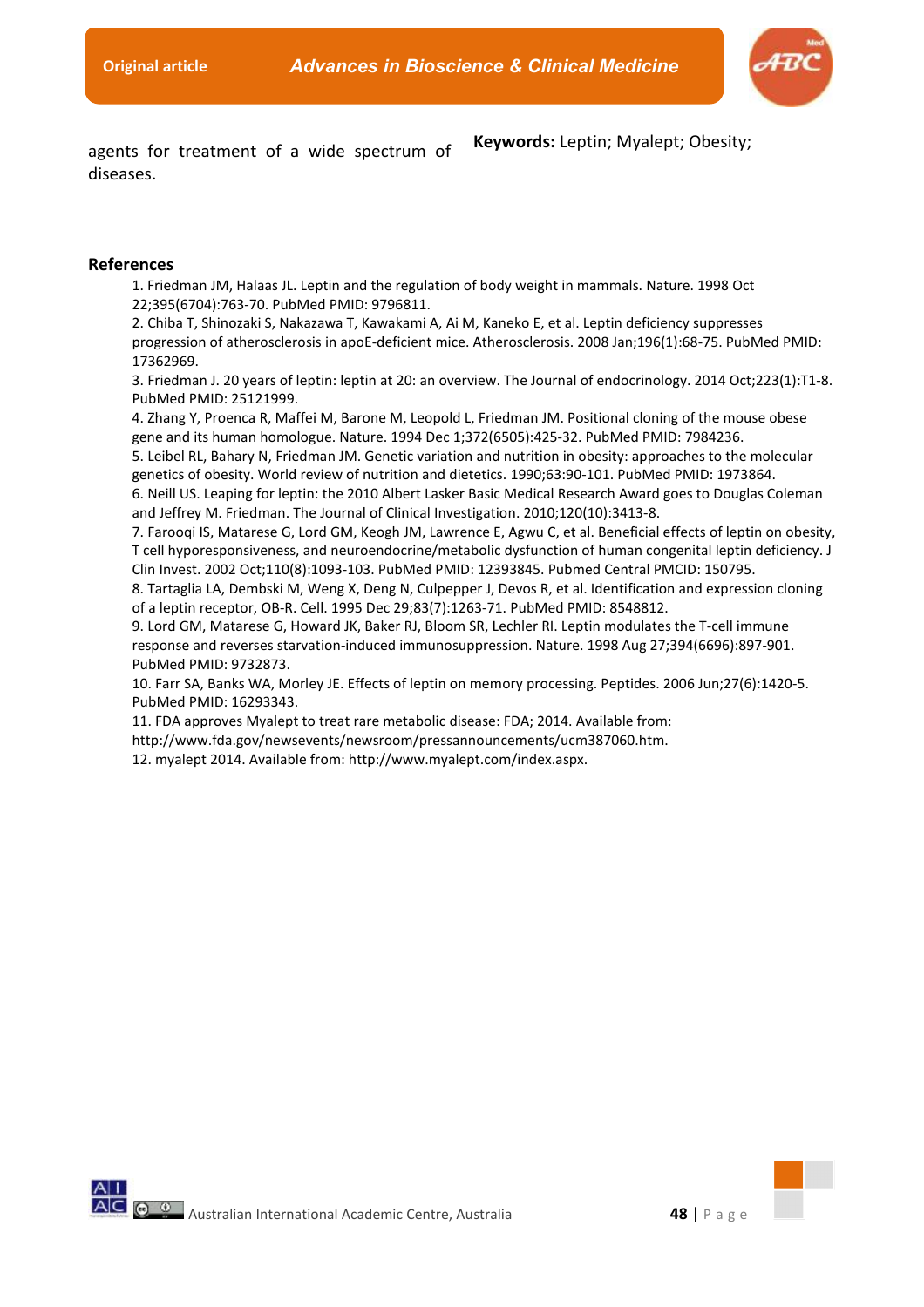agents for treatment of a wide spectrum of diseases.

**Keywords:** Leptin; Myalept; Obesity;

## References

1. Friedman JM, Halaas JL. Leptin and the regulation of body weight in mammals. Nature. 1998 Oct 22;395(6704):763-70. PubMed PMID: 9796811.
2. Chiba T, Shinozaki S, Nakazawa T, Kawakami A, Ai M, Kaneko E, et al. Leptin deficiency suppresses progression of atherosclerosis in apoE-deficient mice. Atherosclerosis. 2008 Jan;196(1):68-75. PubMed PMID: 17362969.
3. Friedman J. 20 years of leptin: leptin at 20: an overview. The Journal of endocrinology. 2014 Oct;223(1):T1-8. PubMed PMID: 25121999.
4. Zhang Y, Proenca R, Maffei M, Barone M, Leopold L, Friedman JM. Positional cloning of the mouse obese gene and its human homologue. Nature. 1994 Dec 1;372(6505):425-32. PubMed PMID: 7984236.
5. Leibel RL, Bahary N, Friedman JM. Genetic variation and nutrition in obesity: approaches to the molecular genetics of obesity. World review of nutrition and dietetics. 1990;63:90-101. PubMed PMID: 1973864.
6. Neill US. Leaping for leptin: the 2010 Albert Lasker Basic Medical Research Award goes to Douglas Coleman and Jeffrey M. Friedman. The Journal of Clinical Investigation. 2010;120(10):3413-8.
7. Farooqi IS, Matarese G, Lord GM, Keogh JM, Lawrence E, Agwu C, et al. Beneficial effects of leptin on obesity, T cell hyporesponsiveness, and neuroendocrine/metabolic dysfunction of human congenital leptin deficiency. J Clin Invest. 2002 Oct;110(8):1093-103. PubMed PMID: 12393845. Pubmed Central PMCID: 150795.
8. Tartaglia LA, Dembski M, Weng X, Deng N, Culpepper J, Devos R, et al. Identification and expression cloning of a leptin receptor, OB-R. Cell. 1995 Dec 29;83(7):1263-71. PubMed PMID: 8548812.
9. Lord GM, Matarese G, Howard JK, Baker RJ, Bloom SR, Lechler RI. Leptin modulates the T-cell immune response and reverses starvation-induced immunosuppression. Nature. 1998 Aug 27;394(6696):897-901. PubMed PMID: 9732873.
10. Farr SA, Banks WA, Morley JE. Effects of leptin on memory processing. Peptides. 2006 Jun;27(6):1420-5. PubMed PMID: 16293343.
11. FDA approves Myalept to treat rare metabolic disease: FDA; 2014. Available from: http://www.fda.gov/newsevents/newsroom/pressannouncements/ucm387060.htm.
12. myalept 2014. Available from: http://www.myalept.com/index.aspx.